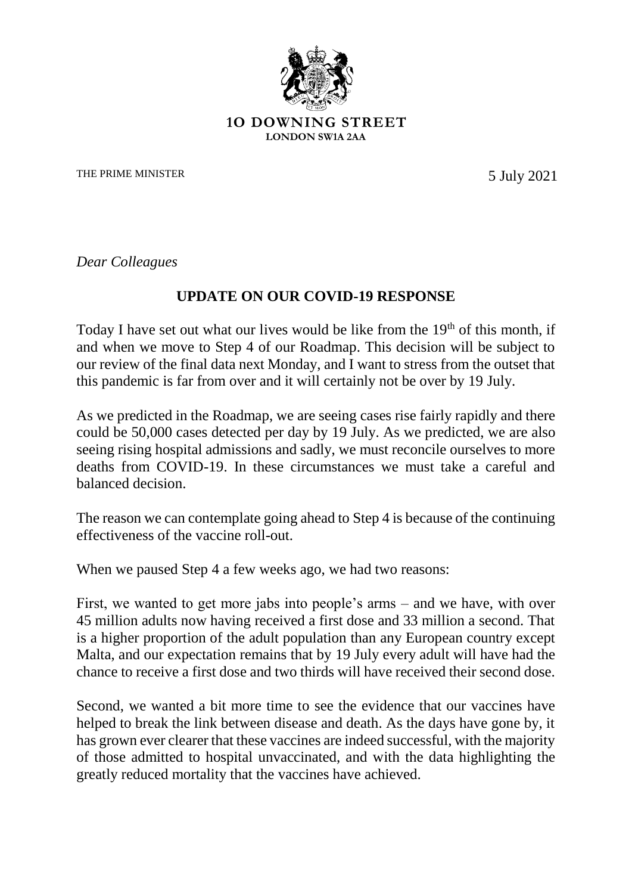10 DOWNING STREET
LONDON SW1A 2AA

THE PRIME MINISTER

5 July 2021

*Dear Colleagues*

**UPDATE ON OUR COVID-19 RESPONSE**

Today I have set out what our lives would be like from the 19th of this month, if and when we move to Step 4 of our Roadmap. This decision will be subject to our review of the final data next Monday, and I want to stress from the outset that this pandemic is far from over and it will certainly not be over by 19 July.

As we predicted in the Roadmap, we are seeing cases rise fairly rapidly and there could be 50,000 cases detected per day by 19 July. As we predicted, we are also seeing rising hospital admissions and sadly, we must reconcile ourselves to more deaths from COVID-19. In these circumstances we must take a careful and balanced decision.

The reason we can contemplate going ahead to Step 4 is because of the continuing effectiveness of the vaccine roll-out.

When we paused Step 4 a few weeks ago, we had two reasons:

First, we wanted to get more jabs into people's arms – and we have, with over 45 million adults now having received a first dose and 33 million a second. That is a higher proportion of the adult population than any European country except Malta, and our expectation remains that by 19 July every adult will have had the chance to receive a first dose and two thirds will have received their second dose.

Second, we wanted a bit more time to see the evidence that our vaccines have helped to break the link between disease and death. As the days have gone by, it has grown ever clearer that these vaccines are indeed successful, with the majority of those admitted to hospital unvaccinated, and with the data highlighting the greatly reduced mortality that the vaccines have achieved.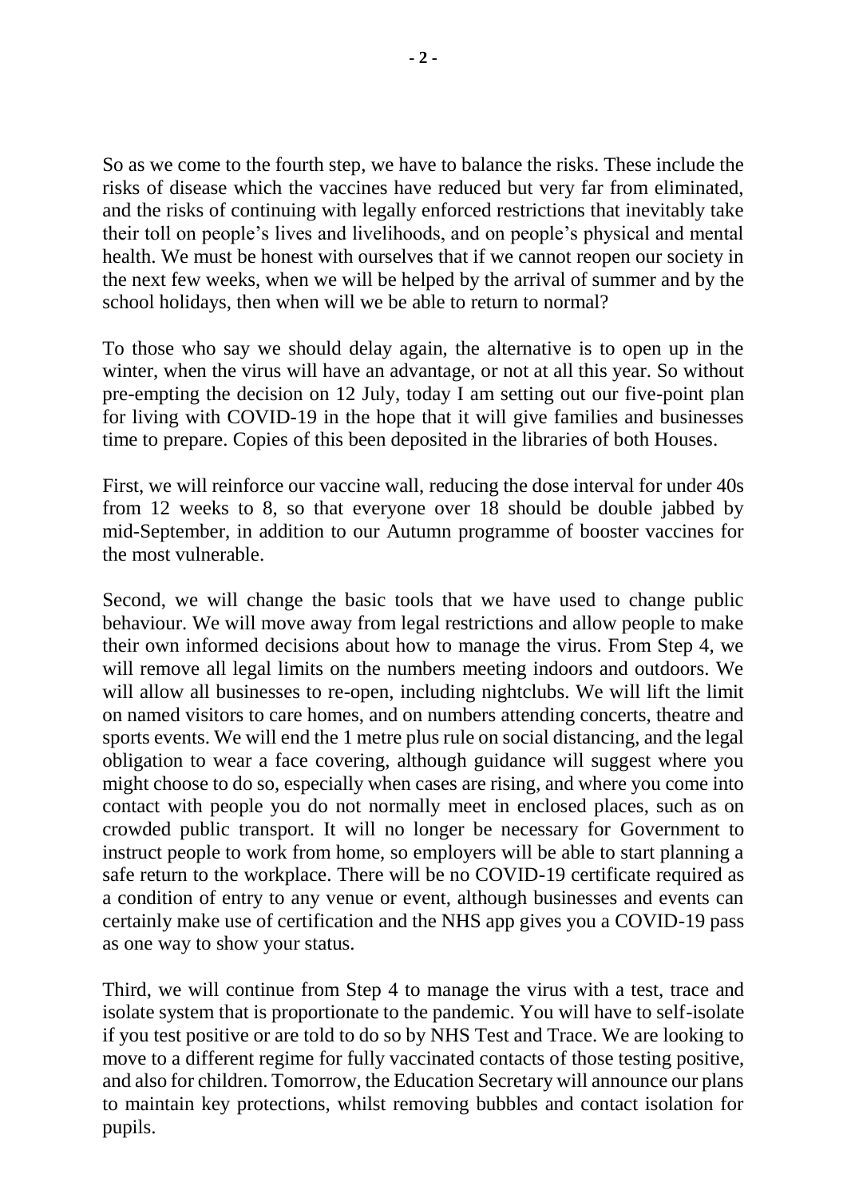So as we come to the fourth step, we have to balance the risks. These include the risks of disease which the vaccines have reduced but very far from eliminated, and the risks of continuing with legally enforced restrictions that inevitably take their toll on people's lives and livelihoods, and on people's physical and mental health. We must be honest with ourselves that if we cannot reopen our society in the next few weeks, when we will be helped by the arrival of summer and by the school holidays, then when will we be able to return to normal?

To those who say we should delay again, the alternative is to open up in the winter, when the virus will have an advantage, or not at all this year. So without pre-empting the decision on 12 July, today I am setting out our five-point plan for living with COVID-19 in the hope that it will give families and businesses time to prepare. Copies of this been deposited in the libraries of both Houses.

First, we will reinforce our vaccine wall, reducing the dose interval for under 40s from 12 weeks to 8, so that everyone over 18 should be double jabbed by mid-September, in addition to our Autumn programme of booster vaccines for the most vulnerable.

Second, we will change the basic tools that we have used to change public behaviour. We will move away from legal restrictions and allow people to make their own informed decisions about how to manage the virus. From Step 4, we will remove all legal limits on the numbers meeting indoors and outdoors. We will allow all businesses to re-open, including nightclubs. We will lift the limit on named visitors to care homes, and on numbers attending concerts, theatre and sports events. We will end the 1 metre plus rule on social distancing, and the legal obligation to wear a face covering, although guidance will suggest where you might choose to do so, especially when cases are rising, and where you come into contact with people you do not normally meet in enclosed places, such as on crowded public transport. It will no longer be necessary for Government to instruct people to work from home, so employers will be able to start planning a safe return to the workplace. There will be no COVID-19 certificate required as a condition of entry to any venue or event, although businesses and events can certainly make use of certification and the NHS app gives you a COVID-19 pass as one way to show your status.

Third, we will continue from Step 4 to manage the virus with a test, trace and isolate system that is proportionate to the pandemic. You will have to self-isolate if you test positive or are told to do so by NHS Test and Trace. We are looking to move to a different regime for fully vaccinated contacts of those testing positive, and also for children. Tomorrow, the Education Secretary will announce our plans to maintain key protections, whilst removing bubbles and contact isolation for pupils.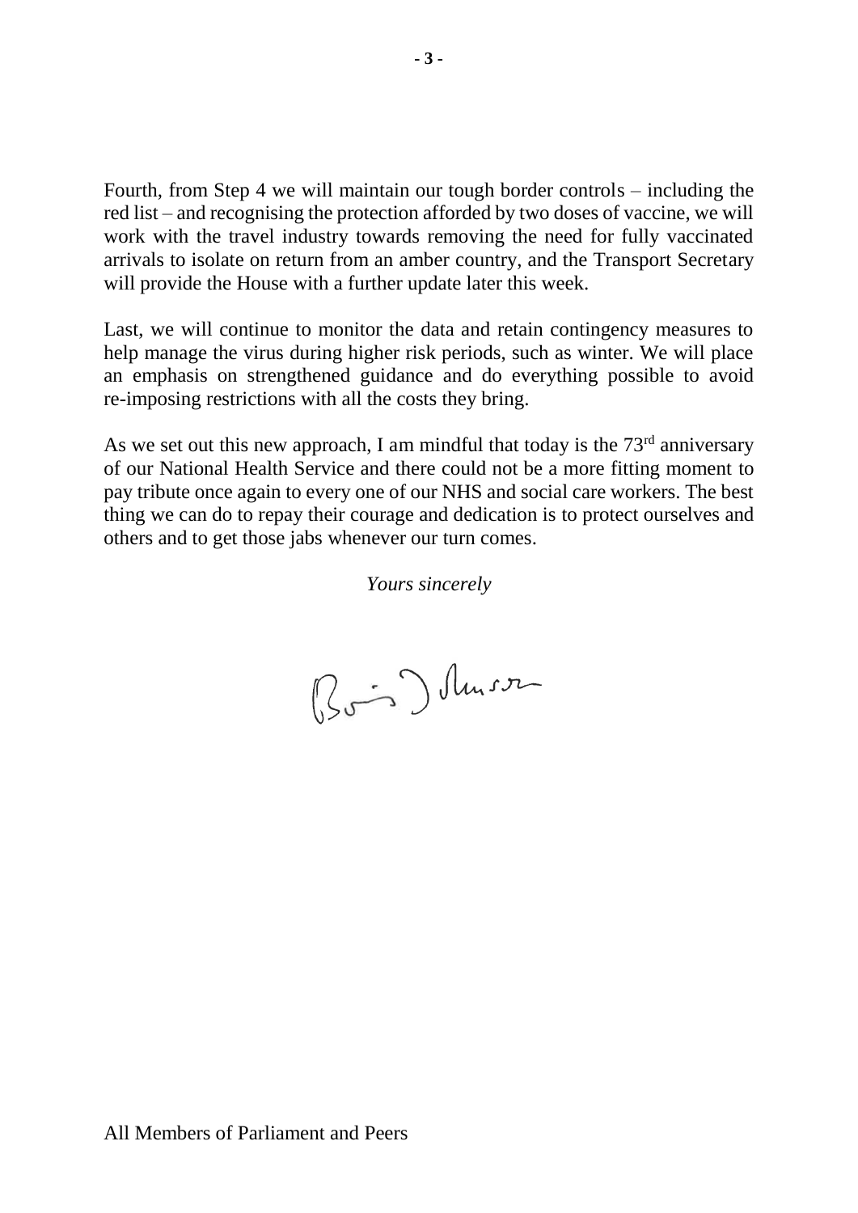Fourth, from Step 4 we will maintain our tough border controls – including the red list – and recognising the protection afforded by two doses of vaccine, we will work with the travel industry towards removing the need for fully vaccinated arrivals to isolate on return from an amber country, and the Transport Secretary will provide the House with a further update later this week.

Last, we will continue to monitor the data and retain contingency measures to help manage the virus during higher risk periods, such as winter. We will place an emphasis on strengthened guidance and do everything possible to avoid re-imposing restrictions with all the costs they bring.

As we set out this new approach, I am mindful that today is the 73rd anniversary of our National Health Service and there could not be a more fitting moment to pay tribute once again to every one of our NHS and social care workers. The best thing we can do to repay their courage and dedication is to protect ourselves and others and to get those jabs whenever our turn comes.

*Yours sincerely*

All Members of Parliament and Peers